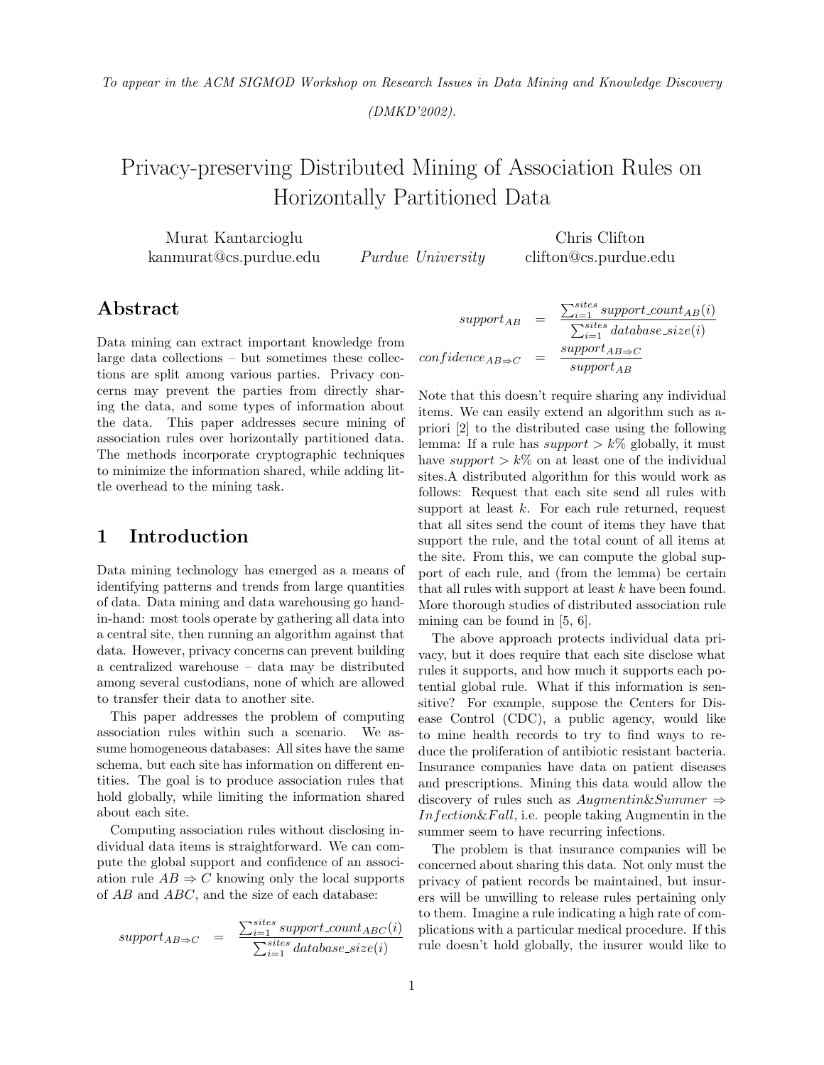*To appear in the ACM SIGMOD Workshop on Research Issues in Data Mining and Knowledge Discovery (DMKD'2002).*

# Privacy-preserving Distributed Mining of Association Rules on Horizontally Partitioned Data

Murat Kantarcioglu
kanmurat@cs.purdue.edu

*Purdue University*

Chris Clifton
clifton@cs.purdue.edu

## Abstract

Data mining can extract important knowledge from large data collections – but sometimes these collections are split among various parties. Privacy concerns may prevent the parties from directly sharing the data, and some types of information about the data. This paper addresses secure mining of association rules over horizontally partitioned data. The methods incorporate cryptographic techniques to minimize the information shared, while adding little overhead to the mining task.

## 1 Introduction

Data mining technology has emerged as a means of identifying patterns and trends from large quantities of data. Data mining and data warehousing go hand-in-hand: most tools operate by gathering all data into a central site, then running an algorithm against that data. However, privacy concerns can prevent building a centralized warehouse – data may be distributed among several custodians, none of which are allowed to transfer their data to another site.

This paper addresses the problem of computing association rules within such a scenario. We assume homogeneous databases: All sites have the same schema, but each site has information on different entities. The goal is to produce association rules that hold globally, while limiting the information shared about each site.

Computing association rules without disclosing individual data items is straightforward. We can compute the global support and confidence of an association rule $AB \Rightarrow C$ knowing only the local supports of $AB$ and $ABC$, and the size of each database:

$$support_{AB \Rightarrow C} = \frac{\sum_{i=1}^{sites} support\_count_{ABC}(i)}{\sum_{i=1}^{sites} database\_size(i)}$$

$$support_{AB} = \frac{\sum_{i=1}^{sites} support\_count_{AB}(i)}{\sum_{i=1}^{sites} database\_size(i)}$$

$$confidence_{AB \Rightarrow C} = \frac{support_{AB \Rightarrow C}}{support_{AB}}$$

Note that this doesn't require sharing any individual items. We can easily extend an algorithm such as a-priori [2] to the distributed case using the following lemma: If a rule has $support > k\%$ globally, it must have $support > k\%$ on at least one of the individual sites.A distributed algorithm for this would work as follows: Request that each site send all rules with support at least $k$. For each rule returned, request that all sites send the count of items they have that support the rule, and the total count of all items at the site. From this, we can compute the global support of each rule, and (from the lemma) be certain that all rules with support at least $k$ have been found. More thorough studies of distributed association rule mining can be found in [5, 6].

The above approach protects individual data privacy, but it does require that each site disclose what rules it supports, and how much it supports each potential global rule. What if this information is sensitive? For example, suppose the Centers for Disease Control (CDC), a public agency, would like to mine health records to try to find ways to reduce the proliferation of antibiotic resistant bacteria. Insurance companies have data on patient diseases and prescriptions. Mining this data would allow the discovery of rules such as $Augmentin\&Summer \Rightarrow Infection\&Fall$, i.e. people taking Augmentin in the summer seem to have recurring infections.

The problem is that insurance companies will be concerned about sharing this data. Not only must the privacy of patient records be maintained, but insurers will be unwilling to release rules pertaining only to them. Imagine a rule indicating a high rate of complications with a particular medical procedure. If this rule doesn't hold globally, the insurer would like to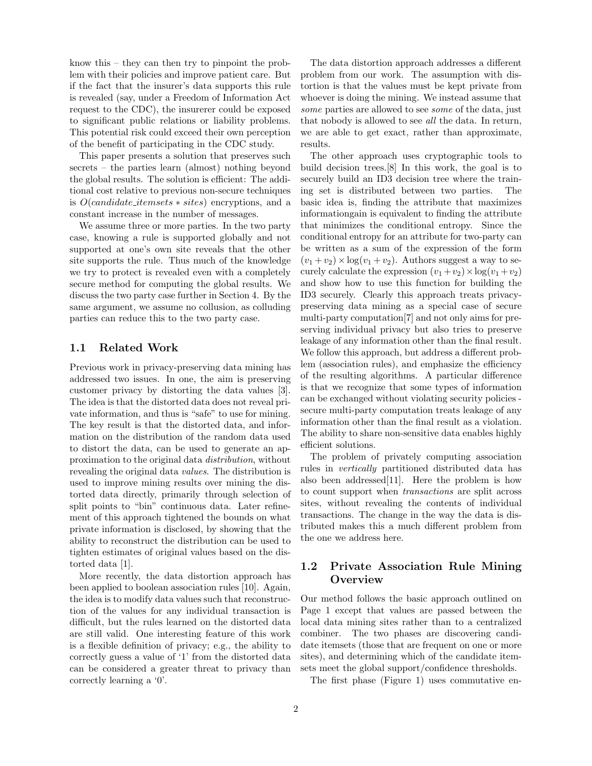know this – they can then try to pinpoint the problem with their policies and improve patient care. But if the fact that the insurer's data supports this rule is revealed (say, under a Freedom of Information Act request to the CDC), the insurerer could be exposed to significant public relations or liability problems. This potential risk could exceed their own perception of the benefit of participating in the CDC study.

This paper presents a solution that preserves such secrets – the parties learn (almost) nothing beyond the global results. The solution is efficient: The additional cost relative to previous non-secure techniques is $O(candidate\_itemsets * sites)$ encryptions, and a constant increase in the number of messages.

We assume three or more parties. In the two party case, knowing a rule is supported globally and not supported at one's own site reveals that the other site supports the rule. Thus much of the knowledge we try to protect is revealed even with a completely secure method for computing the global results. We discuss the two party case further in Section 4. By the same argument, we assume no collusion, as colluding parties can reduce this to the two party case.

## 1.1 Related Work

Previous work in privacy-preserving data mining has addressed two issues. In one, the aim is preserving customer privacy by distorting the data values [3]. The idea is that the distorted data does not reveal private information, and thus is "safe" to use for mining. The key result is that the distorted data, and information on the distribution of the random data used to distort the data, can be used to generate an approximation to the original data *distribution*, without revealing the original data *values*. The distribution is used to improve mining results over mining the distorted data directly, primarily through selection of split points to "bin" continuous data. Later refinement of this approach tightened the bounds on what private information is disclosed, by showing that the ability to reconstruct the distribution can be used to tighten estimates of original values based on the distorted data [1].

More recently, the data distortion approach has been applied to boolean association rules [10]. Again, the idea is to modify data values such that reconstruction of the values for any individual transaction is difficult, but the rules learned on the distorted data are still valid. One interesting feature of this work is a flexible definition of privacy; e.g., the ability to correctly guess a value of '1' from the distorted data can be considered a greater threat to privacy than correctly learning a '0'.

The data distortion approach addresses a different problem from our work. The assumption with distortion is that the values must be kept private from whoever is doing the mining. We instead assume that *some* parties are allowed to see *some* of the data, just that nobody is allowed to see *all* the data. In return, we are able to get exact, rather than approximate, results.

The other approach uses cryptographic tools to build decision trees.[8] In this work, the goal is to securely build an ID3 decision tree where the training set is distributed between two parties. The basic idea is, finding the attribute that maximizes informationgain is equivalent to finding the attribute that minimizes the conditional entropy. Since the conditional entropy for an attribute for two-party can be written as a sum of the expression of the form $(v_1 + v_2) \times \log(v_1 + v_2)$. Authors suggest a way to securely calculate the expression $(v_1 + v_2) \times \log(v_1 + v_2)$ and show how to use this function for building the ID3 securely. Clearly this approach treats privacy-preserving data mining as a special case of secure multi-party computation[7] and not only aims for preserving individual privacy but also tries to preserve leakage of any information other than the final result. We follow this approach, but address a different problem (association rules), and emphasize the efficiency of the resulting algorithms. A particular difference is that we recognize that some types of information can be exchanged without violating security policies - secure multi-party computation treats leakage of any information other than the final result as a violation. The ability to share non-sensitive data enables highly efficient solutions.

The problem of privately computing association rules in *vertically* partitioned distributed data has also been addressed[11]. Here the problem is how to count support when *transactions* are split across sites, without revealing the contents of individual transactions. The change in the way the data is distributed makes this a much different problem from the one we address here.

## 1.2 Private Association Rule Mining Overview

Our method follows the basic approach outlined on Page 1 except that values are passed between the local data mining sites rather than to a centralized combiner. The two phases are discovering candidate itemsets (those that are frequent on one or more sites), and determining which of the candidate itemsets meet the global support/confidence thresholds.

The first phase (Figure 1) uses commutative en-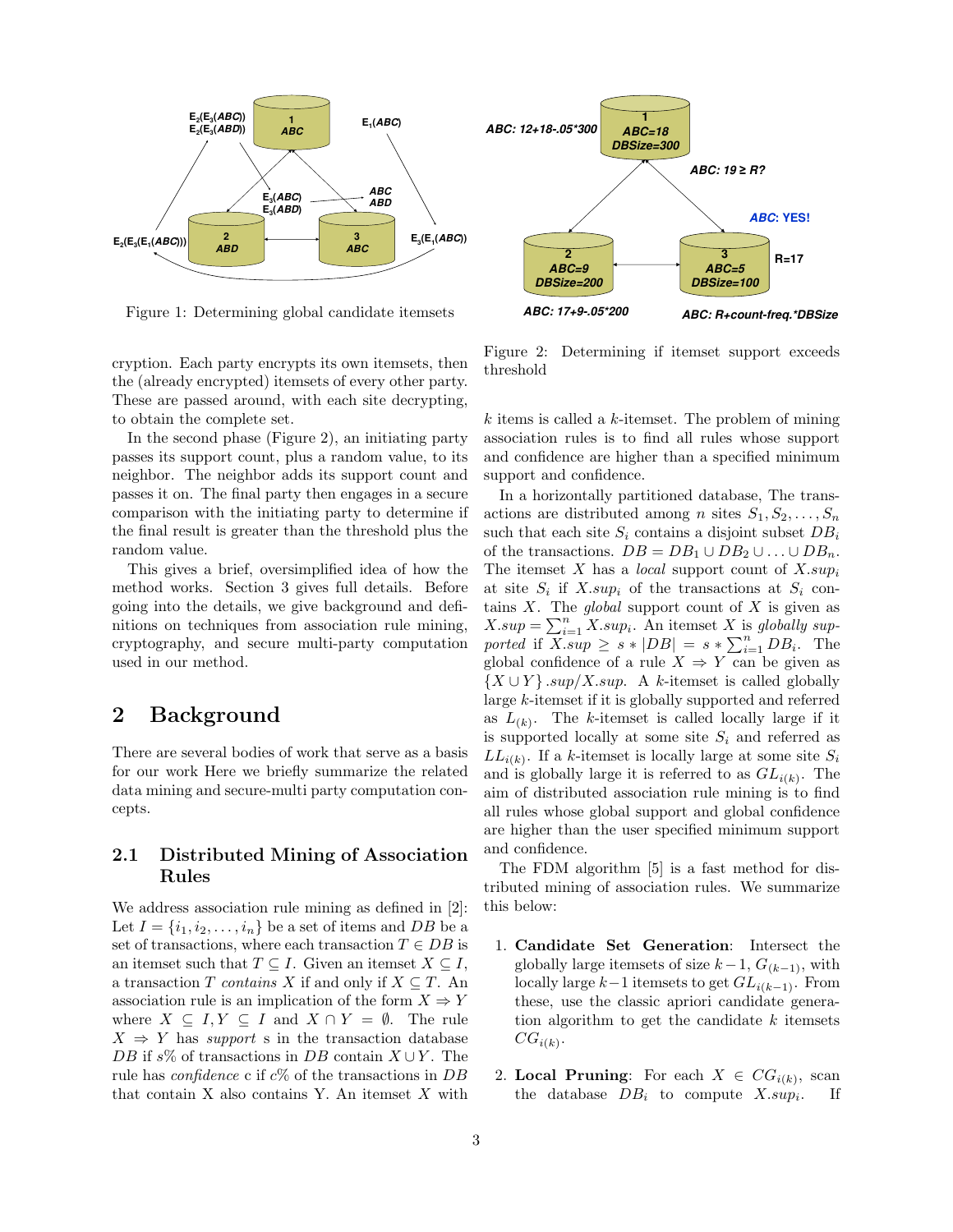Figure 1: Determining global candidate itemsets

Figure 2: Determining if itemset support exceeds threshold

cryption. Each party encrypts its own itemsets, then the (already encrypted) itemsets of every other party. These are passed around, with each site decrypting, to obtain the complete set.

In the second phase (Figure 2), an initiating party passes its support count, plus a random value, to its neighbor. The neighbor adds its support count and passes it on. The final party then engages in a secure comparison with the initiating party to determine if the final result is greater than the threshold plus the random value.

This gives a brief, oversimplified idea of how the method works. Section 3 gives full details. Before going into the details, we give background and definitions on techniques from association rule mining, cryptography, and secure multi-party computation used in our method.

## 2 Background

There are several bodies of work that serve as a basis for our work Here we briefly summarize the related data mining and secure-multi party computation concepts.

### 2.1 Distributed Mining of Association Rules

We address association rule mining as defined in [2]: Let $I = \{i_1, i_2, \ldots, i_n\}$ be a set of items and $DB$ be a set of transactions, where each transaction $T \in DB$ is an itemset such that $T \subseteq I$. Given an itemset $X \subseteq I$, a transaction $T$ *contains* $X$ if and only if $X \subseteq T$. An association rule is an implication of the form $X \Rightarrow Y$ where $X \subseteq I, Y \subseteq I$ and $X \cap Y = \emptyset$. The rule $X \Rightarrow Y$ has *support* s in the transaction database $DB$ if $s\%$ of transactions in $DB$ contain $X \cup Y$. The rule has *confidence* c if $c\%$ of the transactions in $DB$ that contain X also contains Y. An itemset $X$ with $k$ items is called a $k$-itemset. The problem of mining association rules is to find all rules whose support and confidence are higher than a specified minimum support and confidence.

In a horizontally partitioned database, The transactions are distributed among $n$ sites $S_1, S_2, \ldots, S_n$ such that each site $S_i$ contains a disjoint subset $DB_i$ of the transactions. $DB = DB_1 \cup DB_2 \cup \ldots \cup DB_n$. The itemset $X$ has a *local* support count of $X.sup_i$ at site $S_i$ if $X.sup_i$ of the transactions at $S_i$ contains $X$. The *global* support count of $X$ is given as $X.sup = \sum_{i=1}^{n} X.sup_i$. An itemset $X$ is *globally supported* if $X.sup \geq s * |DB| = s * \sum_{i=1}^{n} DB_i$. The global confidence of a rule $X \Rightarrow Y$ can be given as $\{X \cup Y\}.sup/X.sup$. A $k$-itemset is called globally large $k$-itemset if it is globally supported and referred as $L_{(k)}$. The $k$-itemset is called locally large if it is supported locally at some site $S_i$ and referred as $LL_{i(k)}$. If a $k$-itemset is locally large at some site $S_i$ and is globally large it is referred to as $GL_{i(k)}$. The aim of distributed association rule mining is to find all rules whose global support and global confidence are higher than the user specified minimum support and confidence.

The FDM algorithm [5] is a fast method for distributed mining of association rules. We summarize this below:

1. **Candidate Set Generation**: Intersect the globally large itemsets of size $k-1$, $G_{(k-1)}$, with locally large $k-1$ itemsets to get $GL_{i(k-1)}$. From these, use the classic apriori candidate generation algorithm to get the candidate $k$ itemsets $CG_{i(k)}$.

2. **Local Pruning**: For each $X \in CG_{i(k)}$, scan the database $DB_i$ to compute $X.sup_i$. If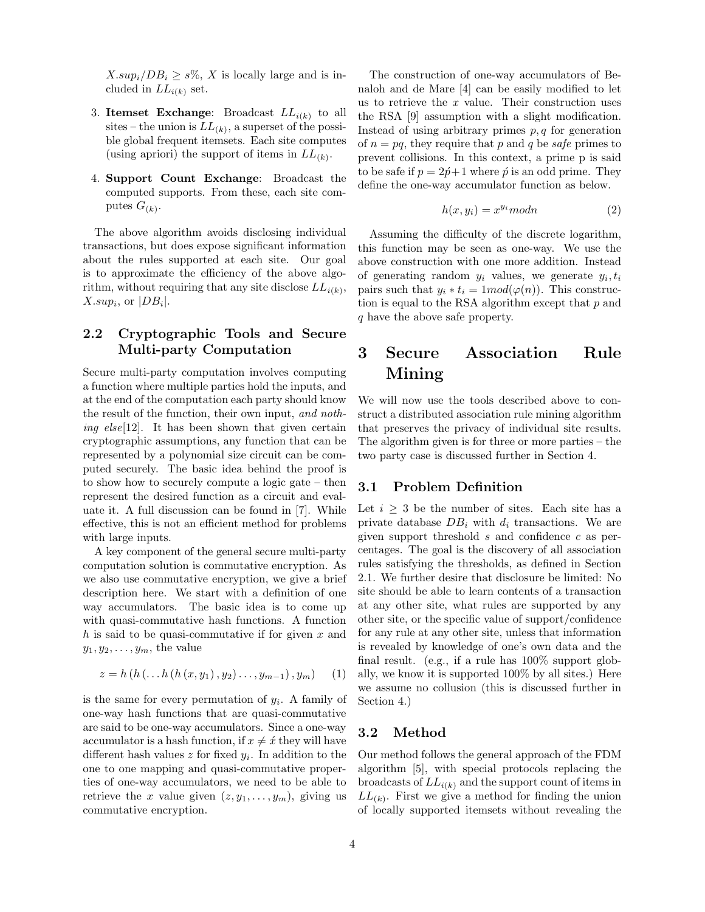$X.sup_i/DB_i \geq s\%$, $X$ is locally large and is included in $LL_{i(k)}$ set.

3. **Itemset Exchange**: Broadcast $LL_{i(k)}$ to all sites – the union is $LL_{(k)}$, a superset of the possible global frequent itemsets. Each site computes (using apriori) the support of items in $LL_{(k)}$.

4. **Support Count Exchange**: Broadcast the computed supports. From these, each site computes $G_{(k)}$.

The above algorithm avoids disclosing individual transactions, but does expose significant information about the rules supported at each site. Our goal is to approximate the efficiency of the above algorithm, without requiring that any site disclose $LL_{i(k)}$, $X.sup_i$, or $|DB_i|$.

## 2.2 Cryptographic Tools and Secure Multi-party Computation

Secure multi-party computation involves computing a function where multiple parties hold the inputs, and at the end of the computation each party should know the result of the function, their own input, *and nothing else*[12]. It has been shown that given certain cryptographic assumptions, any function that can be represented by a polynomial size circuit can be computed securely. The basic idea behind the proof is to show how to securely compute a logic gate – then represent the desired function as a circuit and evaluate it. A full discussion can be found in [7]. While effective, this is not an efficient method for problems with large inputs.

A key component of the general secure multi-party computation solution is commutative encryption. As we also use commutative encryption, we give a brief description here. We start with a definition of one way accumulators. The basic idea is to come up with quasi-commutative hash functions. A function $h$ is said to be quasi-commutative if for given $x$ and $y_1, y_2, \ldots, y_m$, the value

$$z = h\left(h\left(\ldots h\left(h\left(x, y_1\right), y_2\right) \ldots, y_{m-1}\right), y_m\right) \quad (1)$$

is the same for every permutation of $y_i$. A family of one-way hash functions that are quasi-commutative are said to be one-way accumulators. Since a one-way accumulator is a hash function, if $x \neq \acute{x}$ they will have different hash values $z$ for fixed $y_i$. In addition to the one to one mapping and quasi-commutative properties of one-way accumulators, we need to be able to retrieve the $x$ value given $(z, y_1, \ldots, y_m)$, giving us commutative encryption.

The construction of one-way accumulators of Benaloh and de Mare [4] can be easily modified to let us to retrieve the $x$ value. Their construction uses the RSA [9] assumption with a slight modification. Instead of using arbitrary primes $p, q$ for generation of $n = pq$, they require that $p$ and $q$ be *safe* primes to prevent collisions. In this context, a prime p is said to be safe if $p = 2\acute{p}+1$ where $\acute{p}$ is an odd prime. They define the one-way accumulator function as below.

$$h(x, y_i) = x^{y_i} mod n \quad (2)$$

Assuming the difficulty of the discrete logarithm, this function may be seen as one-way. We use the above construction with one more addition. Instead of generating random $y_i$ values, we generate $y_i, t_i$ pairs such that $y_i * t_i = 1 mod(\varphi(n))$. This construction is equal to the RSA algorithm except that $p$ and $q$ have the above safe property.

# 3 Secure Association Rule Mining

We will now use the tools described above to construct a distributed association rule mining algorithm that preserves the privacy of individual site results. The algorithm given is for three or more parties – the two party case is discussed further in Section 4.

## 3.1 Problem Definition

Let $i \geq 3$ be the number of sites. Each site has a private database $DB_i$ with $d_i$ transactions. We are given support threshold $s$ and confidence $c$ as percentages. The goal is the discovery of all association rules satisfying the thresholds, as defined in Section 2.1. We further desire that disclosure be limited: No site should be able to learn contents of a transaction at any other site, what rules are supported by any other site, or the specific value of support/confidence for any rule at any other site, unless that information is revealed by knowledge of one's own data and the final result. (e.g., if a rule has 100% support globally, we know it is supported 100% by all sites.) Here we assume no collusion (this is discussed further in Section 4.)

## 3.2 Method

Our method follows the general approach of the FDM algorithm [5], with special protocols replacing the broadcasts of $LL_{i(k)}$ and the support count of items in $LL_{(k)}$. First we give a method for finding the union of locally supported itemsets without revealing the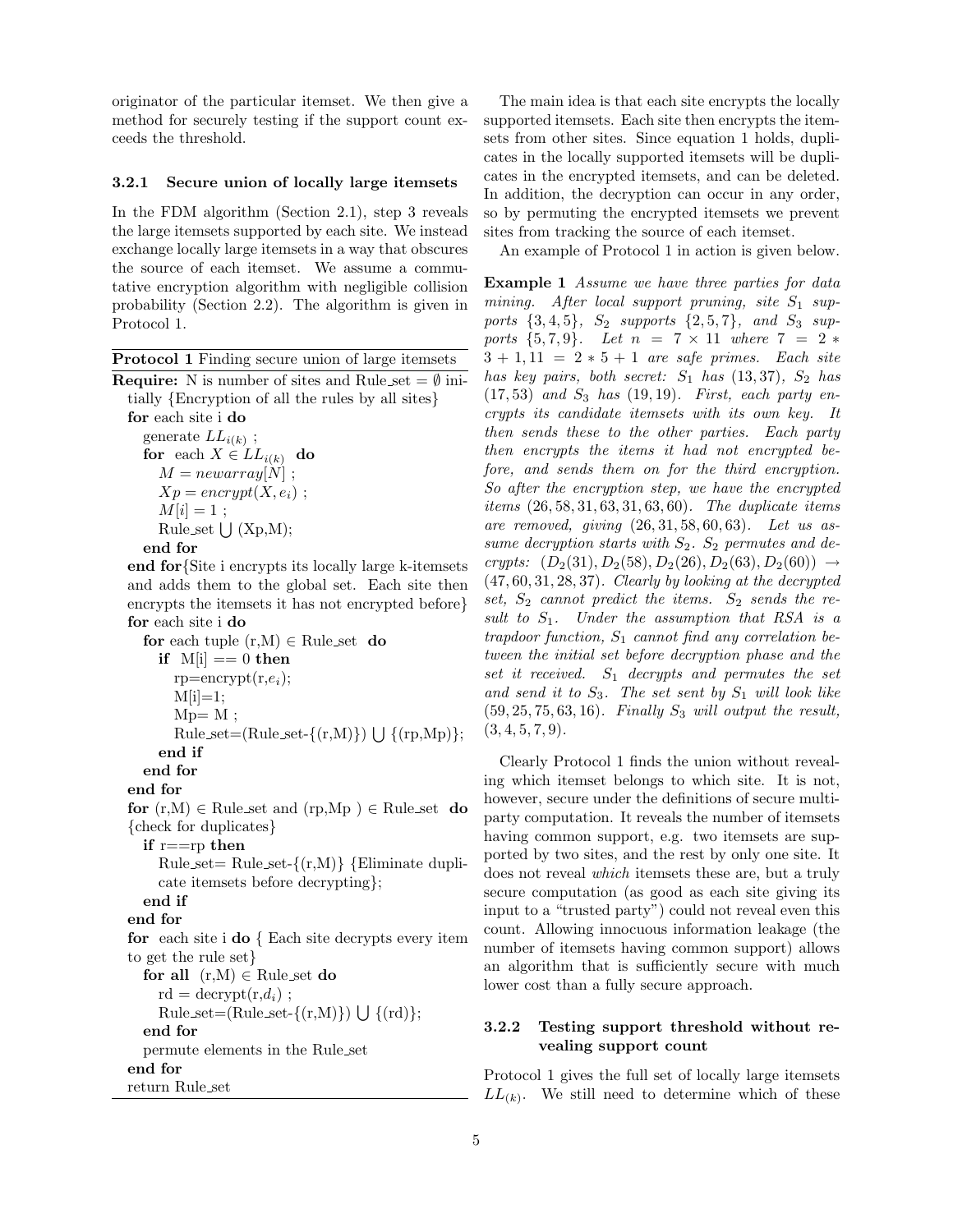originator of the particular itemset. We then give a method for securely testing if the support count exceeds the threshold.

### 3.2.1 Secure union of locally large itemsets

In the FDM algorithm (Section 2.1), step 3 reveals the large itemsets supported by each site. We instead exchange locally large itemsets in a way that obscures the source of each itemset. We assume a commutative encryption algorithm with negligible collision probability (Section 2.2). The algorithm is given in Protocol 1.

**Protocol 1** Finding secure union of large itemsets

```
Require: N is number of sites and Rule_set = ∅ initially {Encryption of all the rules by all sites}
for each site i do
  generate LL_i(k) ;
  for each X ∈ LL_i(k) do
    M = newarray[N] ;
    Xp = encrypt(X, e_i) ;
    M[i] = 1 ;
    Rule_set ⋃ (Xp,M);
  end for
end for{Site i encrypts its locally large k-itemsets and adds them to the global set. Each site then encrypts the itemsets it has not encrypted before}
for each site i do
  for each tuple (r,M) ∈ Rule_set do
    if M[i] == 0 then
      rp=encrypt(r,e_i);
      M[i]=1;
      Mp= M ;
      Rule_set=(Rule_set-{(r,M)}) ⋃ {(rp,Mp)};
    end if
  end for
end for
for (r,M) ∈ Rule_set and (rp,Mp ) ∈ Rule_set do {check for duplicates}
  if r==rp then
    Rule_set= Rule_set-{(r,M)} {Eliminate duplicate itemsets before decrypting};
  end if
end for
for each site i do { Each site decrypts every item to get the rule set}
  for all (r,M) ∈ Rule_set do
    rd = decrypt(r,d_i) ;
    Rule_set=(Rule_set-{(r,M)}) ⋃ {(rd)};
  end for
  permute elements in the Rule_set
end for
return Rule_set
```

The main idea is that each site encrypts the locally supported itemsets. Each site then encrypts the itemsets from other sites. Since equation 1 holds, duplicates in the locally supported itemsets will be duplicates in the encrypted itemsets, and can be deleted. In addition, the decryption can occur in any order, so by permuting the encrypted itemsets we prevent sites from tracking the source of each itemset.

An example of Protocol 1 in action is given below.

**Example 1** *Assume we have three parties for data mining. After local support pruning, site $S_1$ supports $\{3,4,5\}$, $S_2$ supports $\{2,5,7\}$, and $S_3$ supports $\{5,7,9\}$. Let $n = 7 \times 11$ where $7 = 2*3+1, 11 = 2*5+1$ are safe primes. Each site has key pairs, both secret: $S_1$ has $(13,37)$, $S_2$ has $(17,53)$ and $S_3$ has $(19,19)$. First, each party encrypts its candidate itemsets with its own key. It then sends these to the other parties. Each party then encrypts the items it had not encrypted before, and sends them on for the third encryption. So after the encryption step, we have the encrypted items $(26,58,31,63,31,63,60)$. The duplicate items are removed, giving $(26,31,58,60,63)$. Let us assume decryption starts with $S_2$. $S_2$ permutes and decrypts: $(D_2(31), D_2(58), D_2(26), D_2(63), D_2(60)) \rightarrow (47,60,31,28,37)$. Clearly by looking at the decrypted set, $S_2$ cannot predict the items. $S_2$ sends the result to $S_1$. Under the assumption that RSA is a trapdoor function, $S_1$ cannot find any correlation between the initial set before decryption phase and the set it received. $S_1$ decrypts and permutes the set and send it to $S_3$. The set sent by $S_1$ will look like $(59,25,75,63,16)$. Finally $S_3$ will output the result, $(3,4,5,7,9)$.*

Clearly Protocol 1 finds the union without revealing which itemset belongs to which site. It is not, however, secure under the definitions of secure multiparty computation. It reveals the number of itemsets having common support, e.g. two itemsets are supported by two sites, and the rest by only one site. It does not reveal *which* itemsets these are, but a truly secure computation (as good as each site giving its input to a "trusted party") could not reveal even this count. Allowing innocuous information leakage (the number of itemsets having common support) allows an algorithm that is sufficiently secure with much lower cost than a fully secure approach.

### 3.2.2 Testing support threshold without revealing support count

Protocol 1 gives the full set of locally large itemsets $LL_{(k)}$. We still need to determine which of these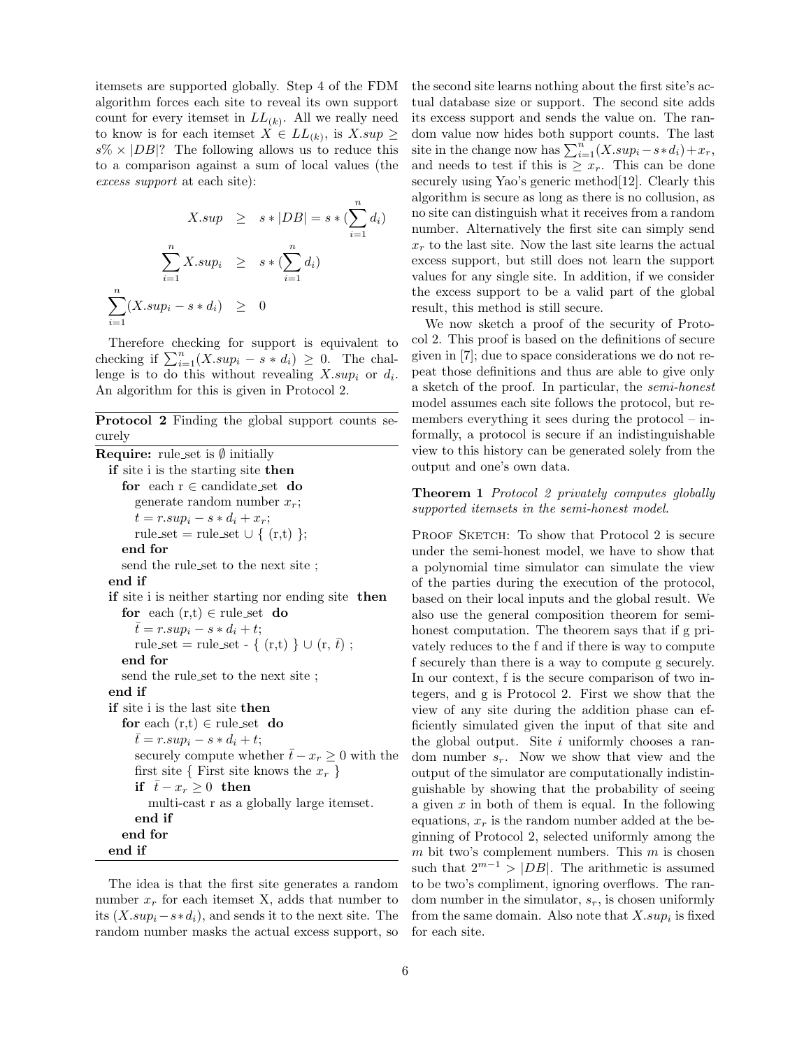itemsets are supported globally. Step 4 of the FDM algorithm forces each site to reveal its own support count for every itemset in $LL_{(k)}$. All we really need to know is for each itemset $X \in LL_{(k)}$, is $X.sup \geq s\% \times |DB|$? The following allows us to reduce this to a comparison against a sum of local values (the *excess support* at each site):

$$
\begin{aligned}
X.sup &\geq s * |DB| = s * (\sum_{i=1}^{n} d_i) \\
\sum_{i=1}^{n} X.sup_i &\geq s * (\sum_{i=1}^{n} d_i) \\
\sum_{i=1}^{n} (X.sup_i - s * d_i) &\geq 0
\end{aligned}
$$

Therefore checking for support is equivalent to checking if $\sum_{i=1}^{n}(X.sup_i - s * d_i) \geq 0$. The challenge is to do this without revealing $X.sup_i$ or $d_i$. An algorithm for this is given in Protocol 2.

**Protocol 2** Finding the global support counts securely

```
Require: rule_set is ∅ initially
  if site i is the starting site then
    for each r ∈ candidate_set do
      generate random number x_r;
      t = r.sup_i − s ∗ d_i + x_r;
      rule_set = rule_set ∪ { (r,t) };
    end for
    send the rule_set to the next site ;
  end if
  if site i is neither starting nor ending site then
    for each (r,t) ∈ rule_set do
      t̄ = r.sup_i − s ∗ d_i + t;
      rule_set = rule_set - { (r,t) } ∪ (r, t̄) ;
    end for
    send the rule_set to the next site ;
  end if
  if site i is the last site then
    for each (r,t) ∈ rule_set do
      t̄ = r.sup_i − s ∗ d_i + t;
      securely compute whether t̄ − x_r ≥ 0 with the
      first site { First site knows the x_r }
      if t̄ − x_r ≥ 0 then
        multi-cast r as a globally large itemset.
      end if
    end for
  end if
```

The idea is that the first site generates a random number $x_r$ for each itemset X, adds that number to its $(X.sup_i - s*d_i)$, and sends it to the next site. The random number masks the actual excess support, so the second site learns nothing about the first site's actual database size or support. The second site adds its excess support and sends the value on. The random value now hides both support counts. The last site in the change now has $\sum_{i=1}^{n}(X.sup_i - s*d_i) + x_r$, and needs to test if this is $\geq x_r$. This can be done securely using Yao's generic method[12]. Clearly this algorithm is secure as long as there is no collusion, as no site can distinguish what it receives from a random number. Alternatively the first site can simply send $x_r$ to the last site. Now the last site learns the actual excess support, but still does not learn the support values for any single site. In addition, if we consider the excess support to be a valid part of the global result, this method is still secure.

We now sketch a proof of the security of Protocol 2. This proof is based on the definitions of secure given in [7]; due to space considerations we do not repeat those definitions and thus are able to give only a sketch of the proof. In particular, the *semi-honest* model assumes each site follows the protocol, but remembers everything it sees during the protocol – informally, a protocol is secure if an indistinguishable view to this history can be generated solely from the output and one's own data.

**Theorem 1** *Protocol 2 privately computes globally supported itemsets in the semi-honest model.*

Proof Sketch: To show that Protocol 2 is secure under the semi-honest model, we have to show that a polynomial time simulator can simulate the view of the parties during the execution of the protocol, based on their local inputs and the global result. We also use the general composition theorem for semi-honest computation. The theorem says that if g privately reduces to the f and if there is way to compute f securely than there is a way to compute g securely. In our context, f is the secure comparison of two integers, and g is Protocol 2. First we show that the view of any site during the addition phase can efficiently simulated given the input of that site and the global output. Site $i$ uniformly chooses a random number $s_r$. Now we show that view and the output of the simulator are computationally indistinguishable by showing that the probability of seeing a given $x$ in both of them is equal. In the following equations, $x_r$ is the random number added at the beginning of Protocol 2, selected uniformly among the $m$ bit two's complement numbers. This $m$ is chosen such that $2^{m-1} > |DB|$. The arithmetic is assumed to be two's compliment, ignoring overflows. The random number in the simulator, $s_r$, is chosen uniformly from the same domain. Also note that $X.sup_i$ is fixed for each site.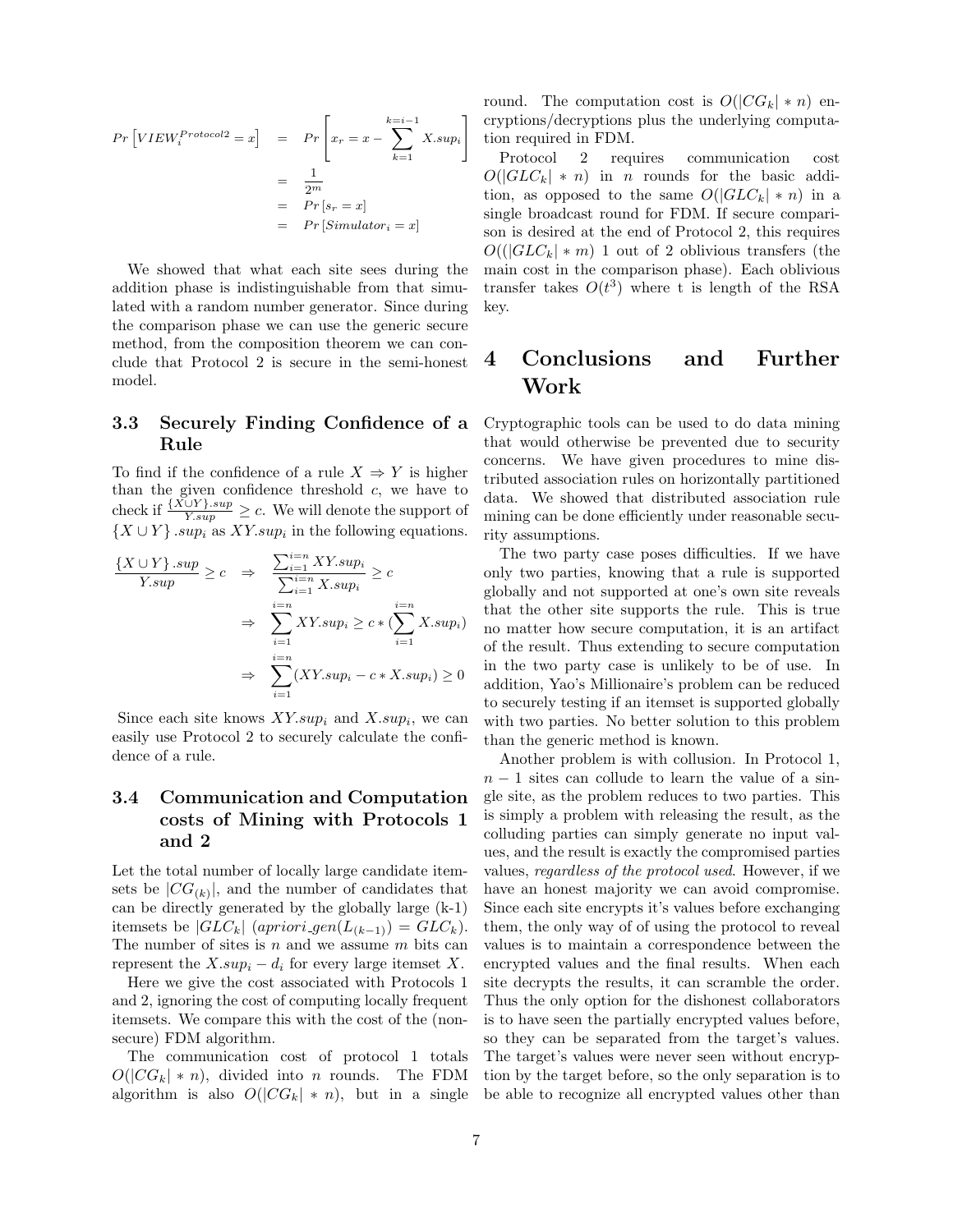$$
\begin{aligned}
Pr\left[VIEW_i^{Protocol2} = x\right] &= Pr\left[x_r = x - \sum_{k=1}^{k=i-1} X.sup_i\right] \\
&= \frac{1}{2^m} \\
&= Pr\left[s_r = x\right] \\
&= Pr\left[Simulator_i = x\right]
\end{aligned}
$$

We showed that what each site sees during the addition phase is indistinguishable from that simulated with a random number generator. Since during the comparison phase we can use the generic secure method, from the composition theorem we can conclude that Protocol 2 is secure in the semi-honest model.

### 3.3 Securely Finding Confidence of a Rule

To find if the confidence of a rule $X \Rightarrow Y$ is higher than the given confidence threshold $c$, we have to check if $\frac{\{X \cup Y\}.sup}{Y.sup} \geq c$. We will denote the support of $\{X \cup Y\}.sup_i$ as $XY.sup_i$ in the following equations.

$$
\begin{aligned}
\frac{\{X \cup Y\}.sup}{Y.sup} \geq c \quad &\Rightarrow \quad \frac{\sum_{i=1}^{i=n} XY.sup_i}{\sum_{i=1}^{i=n} X.sup_i} \geq c \\
&\Rightarrow \quad \sum_{i=1}^{i=n} XY.sup_i \geq c * (\sum_{i=1}^{i=n} X.sup_i) \\
&\Rightarrow \quad \sum_{i=1}^{i=n} (XY.sup_i - c * X.sup_i) \geq 0
\end{aligned}
$$

Since each site knows $XY.sup_i$ and $X.sup_i$, we can easily use Protocol 2 to securely calculate the confidence of a rule.

### 3.4 Communication and Computation costs of Mining with Protocols 1 and 2

Let the total number of locally large candidate itemsets be $|CG_{(k)}|$, and the number of candidates that can be directly generated by the globally large (k-1) itemsets be $|GLC_k|$ ($apriori\_gen(L_{(k-1)}) = GLC_k$). The number of sites is $n$ and we assume $m$ bits can represent the $X.sup_i - d_i$ for every large itemset $X$.

Here we give the cost associated with Protocols 1 and 2, ignoring the cost of computing locally frequent itemsets. We compare this with the cost of the (non-secure) FDM algorithm.

The communication cost of protocol 1 totals $O(|CG_k| * n)$, divided into $n$ rounds. The FDM algorithm is also $O(|CG_k| * n)$, but in a single round. The computation cost is $O(|CG_k| * n)$ encryptions/decryptions plus the underlying computation required in FDM.

Protocol 2 requires communication cost $O(|GLC_k| * n)$ in $n$ rounds for the basic addition, as opposed to the same $O(|GLC_k| * n)$ in a single broadcast round for FDM. If secure comparison is desired at the end of Protocol 2, this requires $O((|GLC_k| * m)$ 1 out of 2 oblivious transfers (the main cost in the comparison phase). Each oblivious transfer takes $O(t^3)$ where t is length of the RSA key.

## 4 Conclusions and Further Work

Cryptographic tools can be used to do data mining that would otherwise be prevented due to security concerns. We have given procedures to mine distributed association rules on horizontally partitioned data. We showed that distributed association rule mining can be done efficiently under reasonable security assumptions.

The two party case poses difficulties. If we have only two parties, knowing that a rule is supported globally and not supported at one's own site reveals that the other site supports the rule. This is true no matter how secure computation, it is an artifact of the result. Thus extending to secure computation in the two party case is unlikely to be of use. In addition, Yao's Millionaire's problem can be reduced to securely testing if an itemset is supported globally with two parties. No better solution to this problem than the generic method is known.

Another problem is with collusion. In Protocol 1, $n-1$ sites can collude to learn the value of a single site, as the problem reduces to two parties. This is simply a problem with releasing the result, as the colluding parties can simply generate no input values, and the result is exactly the compromised parties values, *regardless of the protocol used*. However, if we have an honest majority we can avoid compromise. Since each site encrypts it's values before exchanging them, the only way of using the protocol to reveal values is to maintain a correspondence between the encrypted values and the final results. When each site decrypts the results, it can scramble the order. Thus the only option for the dishonest collaborators is to have seen the partially encrypted values before, so they can be separated from the target's values. The target's values were never seen without encryption by the target before, so the only separation is to be able to recognize all encrypted values other than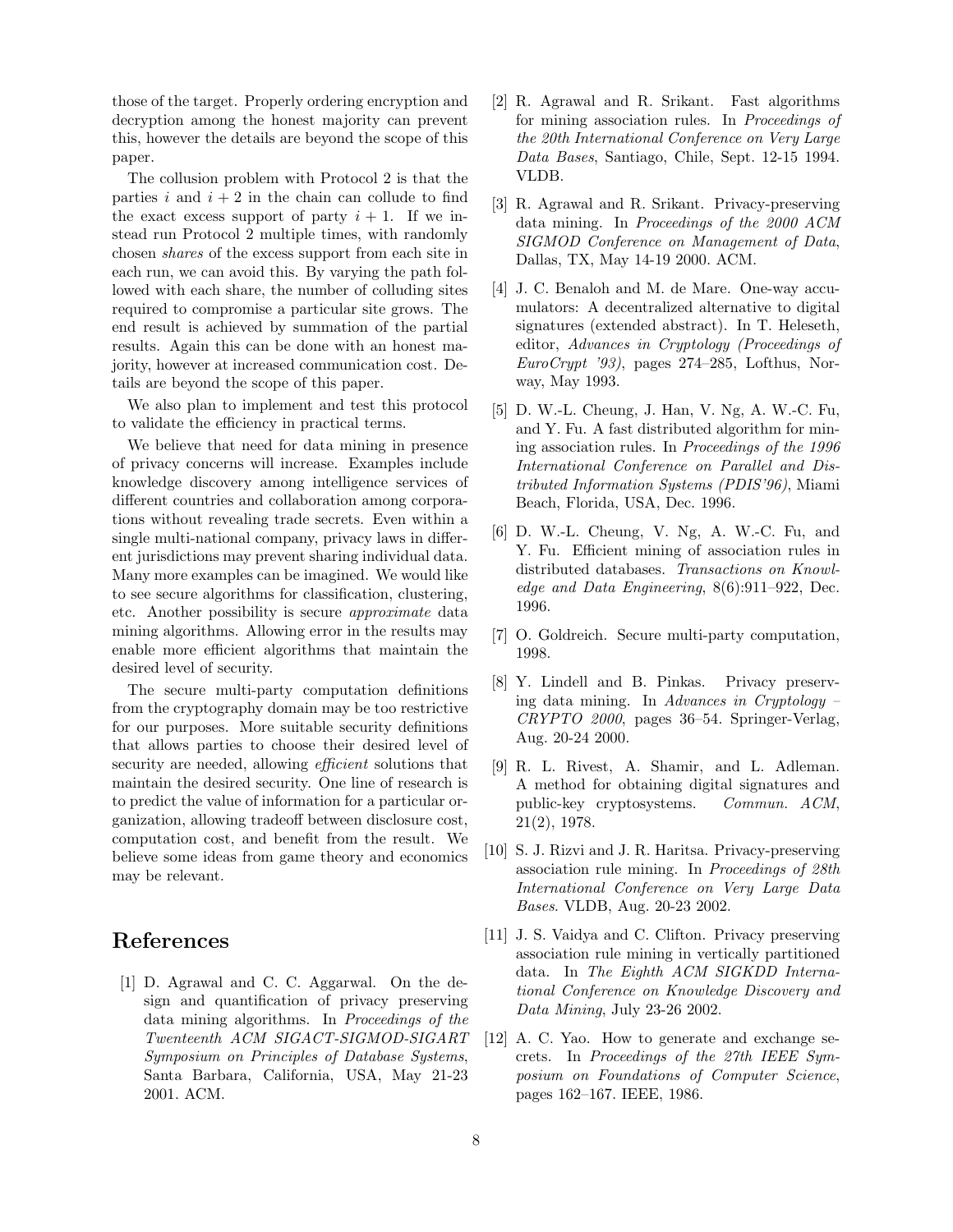those of the target. Properly ordering encryption and decryption among the honest majority can prevent this, however the details are beyond the scope of this paper.

The collusion problem with Protocol 2 is that the parties $i$ and $i + 2$ in the chain can collude to find the exact excess support of party $i + 1$. If we instead run Protocol 2 multiple times, with randomly chosen *shares* of the excess support from each site in each run, we can avoid this. By varying the path followed with each share, the number of colluding sites required to compromise a particular site grows. The end result is achieved by summation of the partial results. Again this can be done with an honest majority, however at increased communication cost. Details are beyond the scope of this paper.

We also plan to implement and test this protocol to validate the efficiency in practical terms.

We believe that need for data mining in presence of privacy concerns will increase. Examples include knowledge discovery among intelligence services of different countries and collaboration among corporations without revealing trade secrets. Even within a single multi-national company, privacy laws in different jurisdictions may prevent sharing individual data. Many more examples can be imagined. We would like to see secure algorithms for classification, clustering, etc. Another possibility is secure *approximate* data mining algorithms. Allowing error in the results may enable more efficient algorithms that maintain the desired level of security.

The secure multi-party computation definitions from the cryptography domain may be too restrictive for our purposes. More suitable security definitions that allows parties to choose their desired level of security are needed, allowing *efficient* solutions that maintain the desired security. One line of research is to predict the value of information for a particular organization, allowing tradeoff between disclosure cost, computation cost, and benefit from the result. We believe some ideas from game theory and economics may be relevant.

# References

[1] D. Agrawal and C. C. Aggarwal. On the design and quantification of privacy preserving data mining algorithms. In *Proceedings of the Twenteenth ACM SIGACT-SIGMOD-SIGART Symposium on Principles of Database Systems*, Santa Barbara, California, USA, May 21-23 2001. ACM.

[2] R. Agrawal and R. Srikant. Fast algorithms for mining association rules. In *Proceedings of the 20th International Conference on Very Large Data Bases*, Santiago, Chile, Sept. 12-15 1994. VLDB.

[3] R. Agrawal and R. Srikant. Privacy-preserving data mining. In *Proceedings of the 2000 ACM SIGMOD Conference on Management of Data*, Dallas, TX, May 14-19 2000. ACM.

[4] J. C. Benaloh and M. de Mare. One-way accumulators: A decentralized alternative to digital signatures (extended abstract). In T. Heleseth, editor, *Advances in Cryptology (Proceedings of EuroCrypt '93)*, pages 274–285, Lofthus, Norway, May 1993.

[5] D. W.-L. Cheung, J. Han, V. Ng, A. W.-C. Fu, and Y. Fu. A fast distributed algorithm for mining association rules. In *Proceedings of the 1996 International Conference on Parallel and Distributed Information Systems (PDIS'96)*, Miami Beach, Florida, USA, Dec. 1996.

[6] D. W.-L. Cheung, V. Ng, A. W.-C. Fu, and Y. Fu. Efficient mining of association rules in distributed databases. *Transactions on Knowledge and Data Engineering*, 8(6):911–922, Dec. 1996.

[7] O. Goldreich. Secure multi-party computation, 1998.

[8] Y. Lindell and B. Pinkas. Privacy preserving data mining. In *Advances in Cryptology – CRYPTO 2000*, pages 36–54. Springer-Verlag, Aug. 20-24 2000.

[9] R. L. Rivest, A. Shamir, and L. Adleman. A method for obtaining digital signatures and public-key cryptosystems. *Commun. ACM*, 21(2), 1978.

[10] S. J. Rizvi and J. R. Haritsa. Privacy-preserving association rule mining. In *Proceedings of 28th International Conference on Very Large Data Bases*. VLDB, Aug. 20-23 2002.

[11] J. S. Vaidya and C. Clifton. Privacy preserving association rule mining in vertically partitioned data. In *The Eighth ACM SIGKDD International Conference on Knowledge Discovery and Data Mining*, July 23-26 2002.

[12] A. C. Yao. How to generate and exchange secrets. In *Proceedings of the 27th IEEE Symposium on Foundations of Computer Science*, pages 162–167. IEEE, 1986.